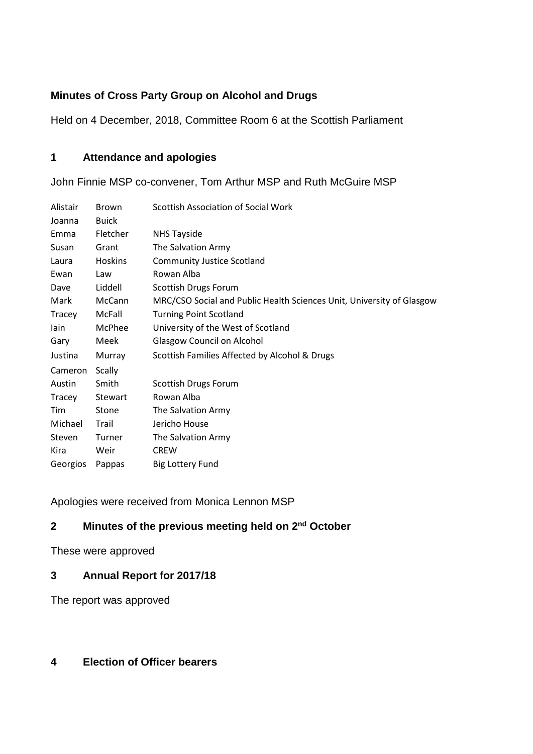**Minutes of Cross Party Group on Alcohol and Drugs**

Held on 4 December, 2018, Committee Room 6 at the Scottish Parliament

## 1 Attendance and apologies

John Finnie MSP co-convener, Tom Arthur MSP and Ruth McGuire MSP

| | | |
|---|---|---|
| Alistair | Brown | Scottish Association of Social Work |
| Joanna | Buick | |
| Emma | Fletcher | NHS Tayside |
| Susan | Grant | The Salvation Army |
| Laura | Hoskins | Community Justice Scotland |
| Ewan | Law | Rowan Alba |
| Dave | Liddell | Scottish Drugs Forum |
| Mark | McCann | MRC/CSO Social and Public Health Sciences Unit, University of Glasgow |
| Tracey | McFall | Turning Point Scotland |
| Iain | McPhee | University of the West of Scotland |
| Gary | Meek | Glasgow Council on Alcohol |
| Justina | Murray | Scottish Families Affected by Alcohol & Drugs |
| Cameron | Scally | |
| Austin | Smith | Scottish Drugs Forum |
| Tracey | Stewart | Rowan Alba |
| Tim | Stone | The Salvation Army |
| Michael | Trail | Jericho House |
| Steven | Turner | The Salvation Army |
| Kira | Weir | CREW |
| Georgios | Pappas | Big Lottery Fund |

Apologies were received from Monica Lennon MSP

## 2 Minutes of the previous meeting held on 2nd October

These were approved

## 3 Annual Report for 2017/18

The report was approved

## 4 Election of Officer bearers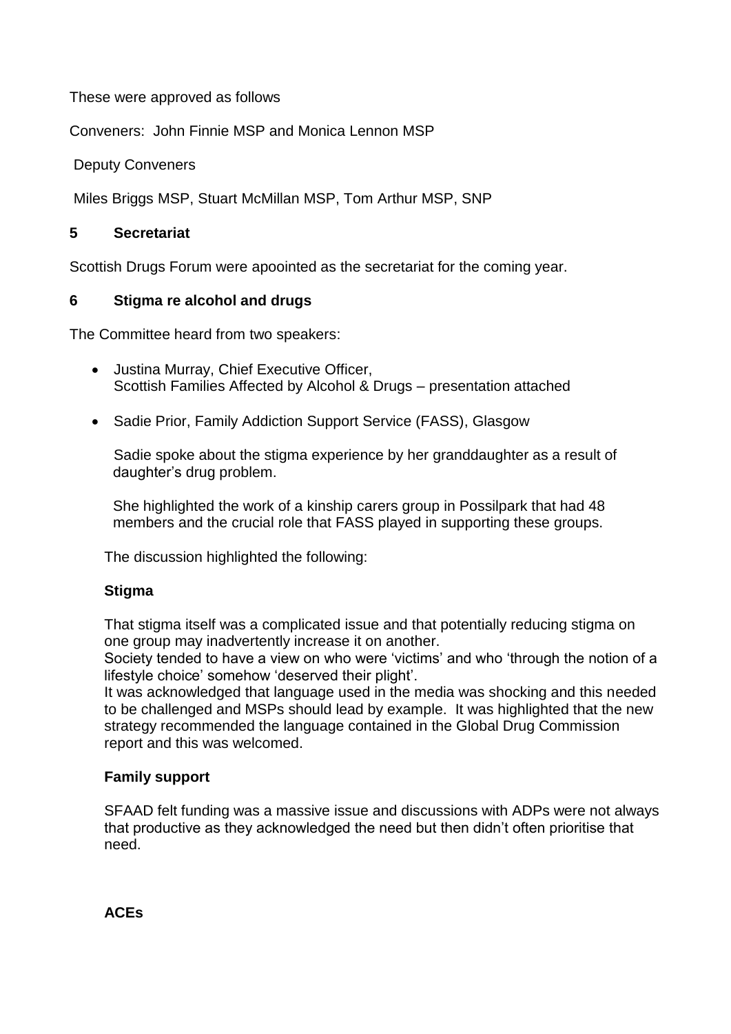These were approved as follows

Conveners: John Finnie MSP and Monica Lennon MSP

Deputy Conveners

Miles Briggs MSP, Stuart McMillan MSP, Tom Arthur MSP, SNP

## 5 Secretariat

Scottish Drugs Forum were apoointed as the secretariat for the coming year.

## 6 Stigma re alcohol and drugs

The Committee heard from two speakers:

- Justina Murray, Chief Executive Officer, Scottish Families Affected by Alcohol & Drugs – presentation attached
- Sadie Prior, Family Addiction Support Service (FASS), Glasgow

  Sadie spoke about the stigma experience by her granddaughter as a result of daughter's drug problem.

  She highlighted the work of a kinship carers group in Possilpark that had 48 members and the crucial role that FASS played in supporting these groups.

The discussion highlighted the following:

**Stigma**

That stigma itself was a complicated issue and that potentially reducing stigma on one group may inadvertently increase it on another.
Society tended to have a view on who were 'victims' and who 'through the notion of a lifestyle choice' somehow 'deserved their plight'.
It was acknowledged that language used in the media was shocking and this needed to be challenged and MSPs should lead by example. It was highlighted that the new strategy recommended the language contained in the Global Drug Commission report and this was welcomed.

**Family support**

SFAAD felt funding was a massive issue and discussions with ADPs were not always that productive as they acknowledged the need but then didn't often prioritise that need.

**ACEs**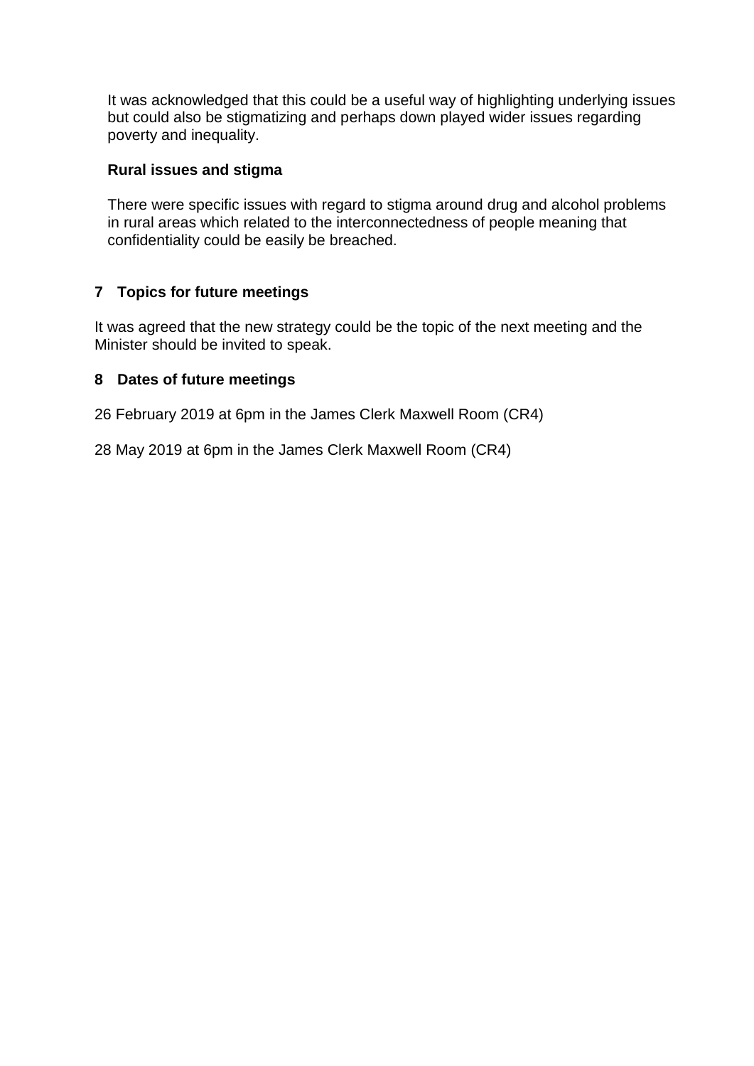It was acknowledged that this could be a useful way of highlighting underlying issues but could also be stigmatizing and perhaps down played wider issues regarding poverty and inequality.

**Rural issues and stigma**

There were specific issues with regard to stigma around drug and alcohol problems in rural areas which related to the interconnectedness of people meaning that confidentiality could be easily be breached.

## 7 Topics for future meetings

It was agreed that the new strategy could be the topic of the next meeting and the Minister should be invited to speak.

## 8 Dates of future meetings

26 February 2019 at 6pm in the James Clerk Maxwell Room (CR4)

28 May 2019 at 6pm in the James Clerk Maxwell Room (CR4)